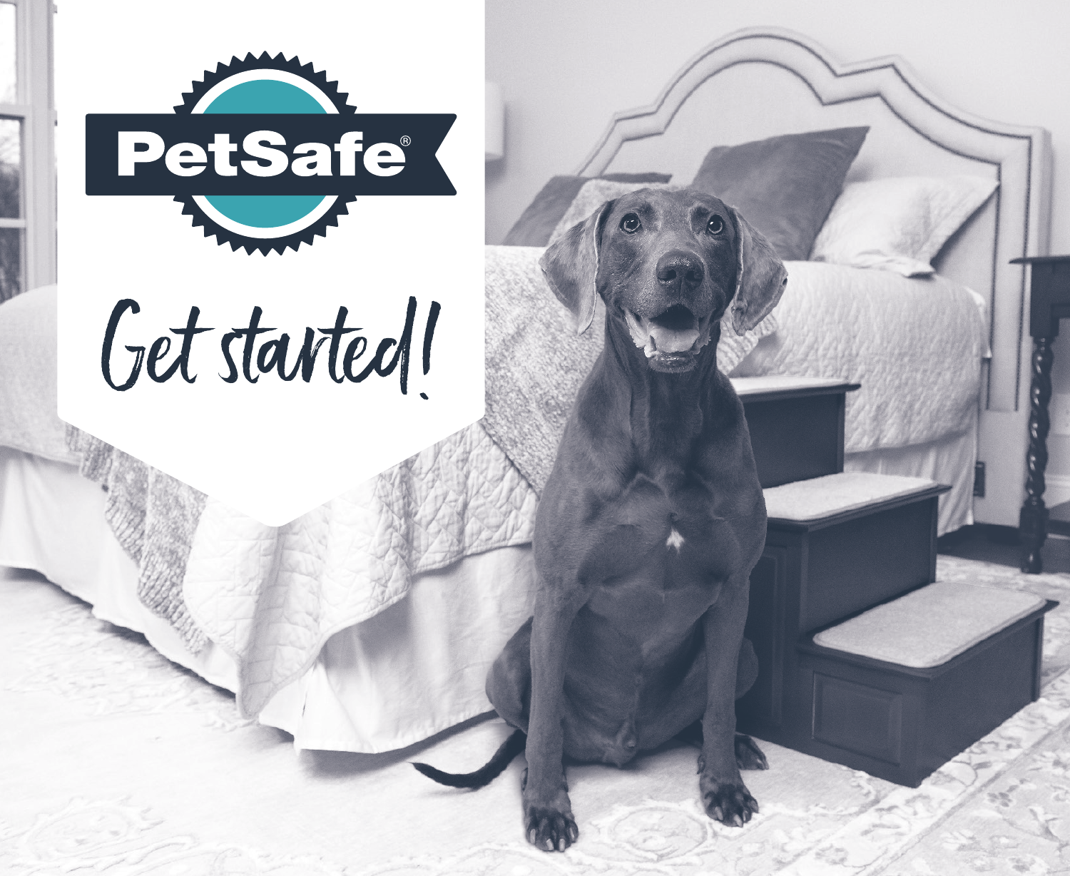PetSafe®

# Get started!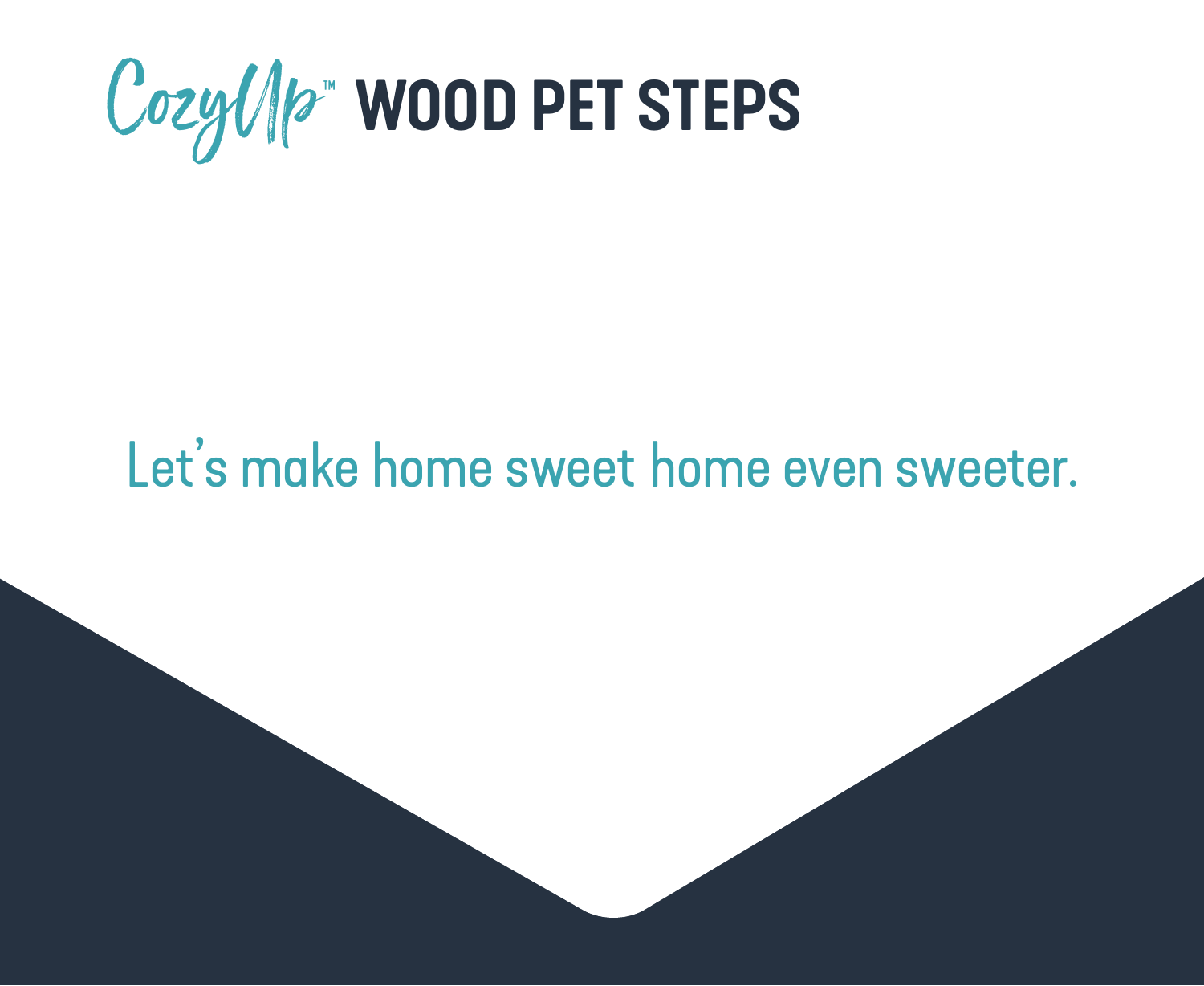# CozyUp™ WOOD PET STEPS

Let's make home sweet home even sweeter.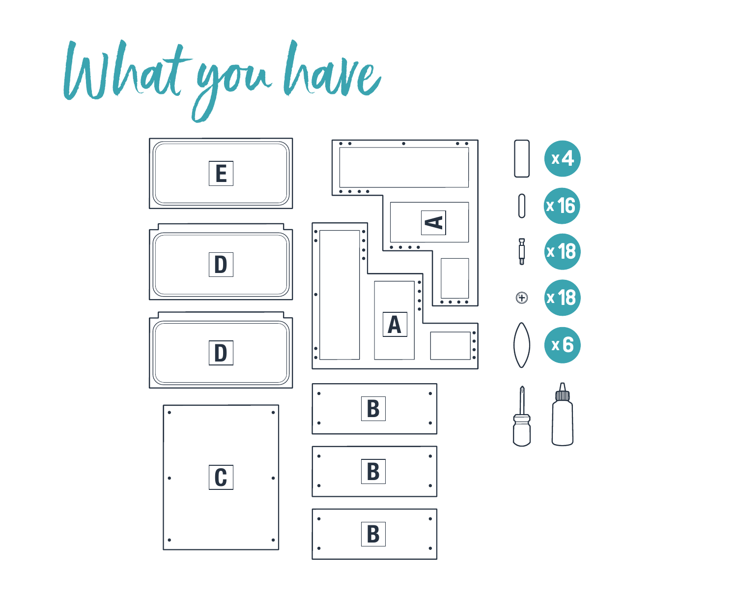# What you have

E

D

D

C

A

A

B

B

B

x 4

x 16

x 18

x 18

x 6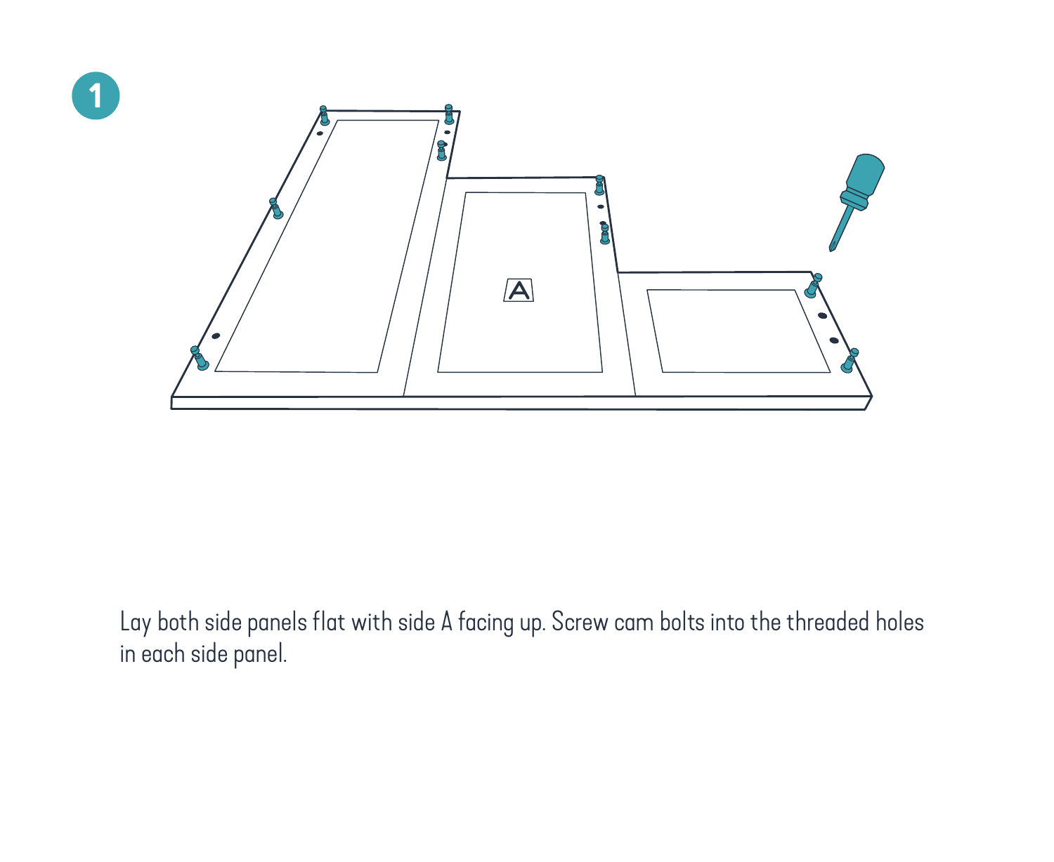1

Lay both side panels flat with side A facing up. Screw cam bolts into the threaded holes in each side panel.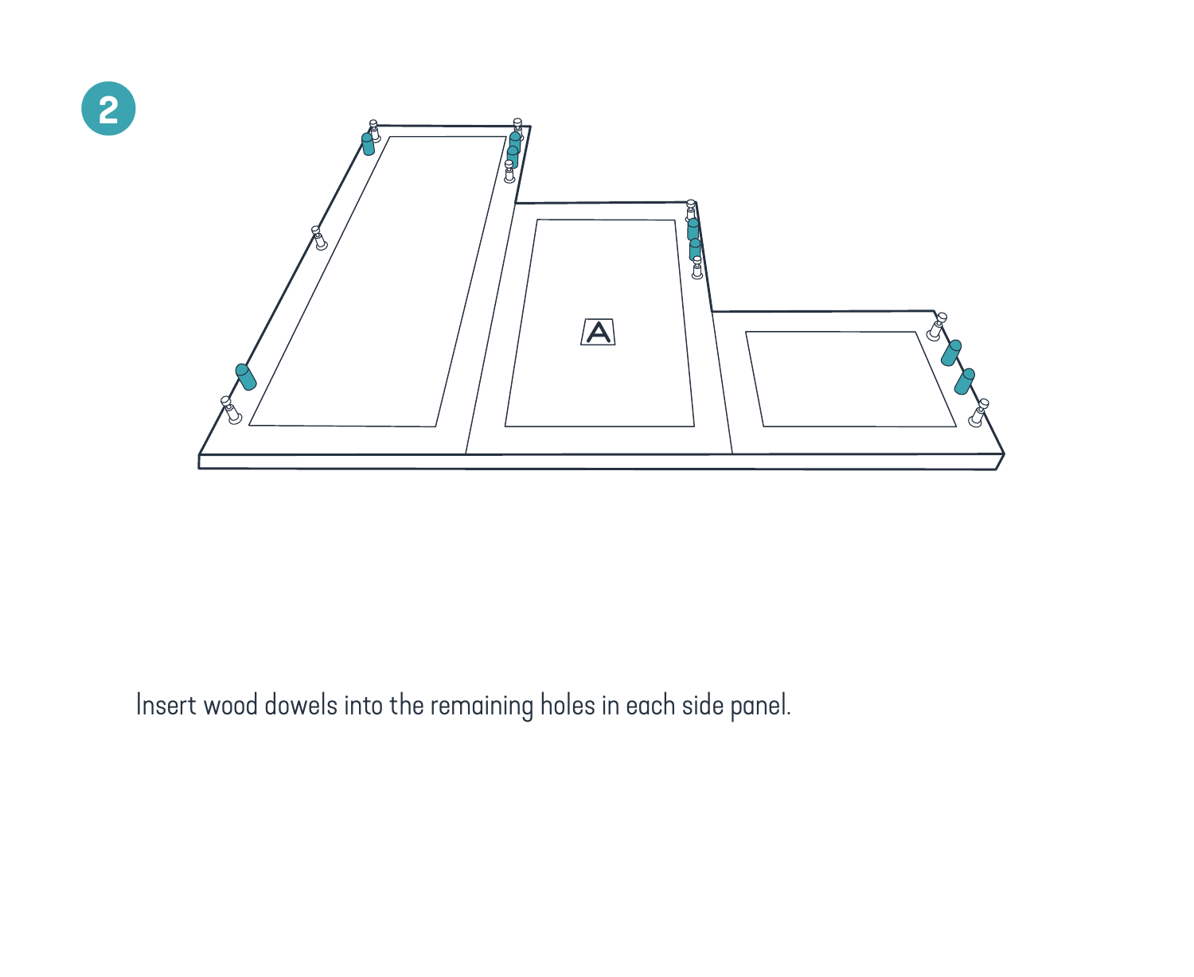**2**

A

Insert wood dowels into the remaining holes in each side panel.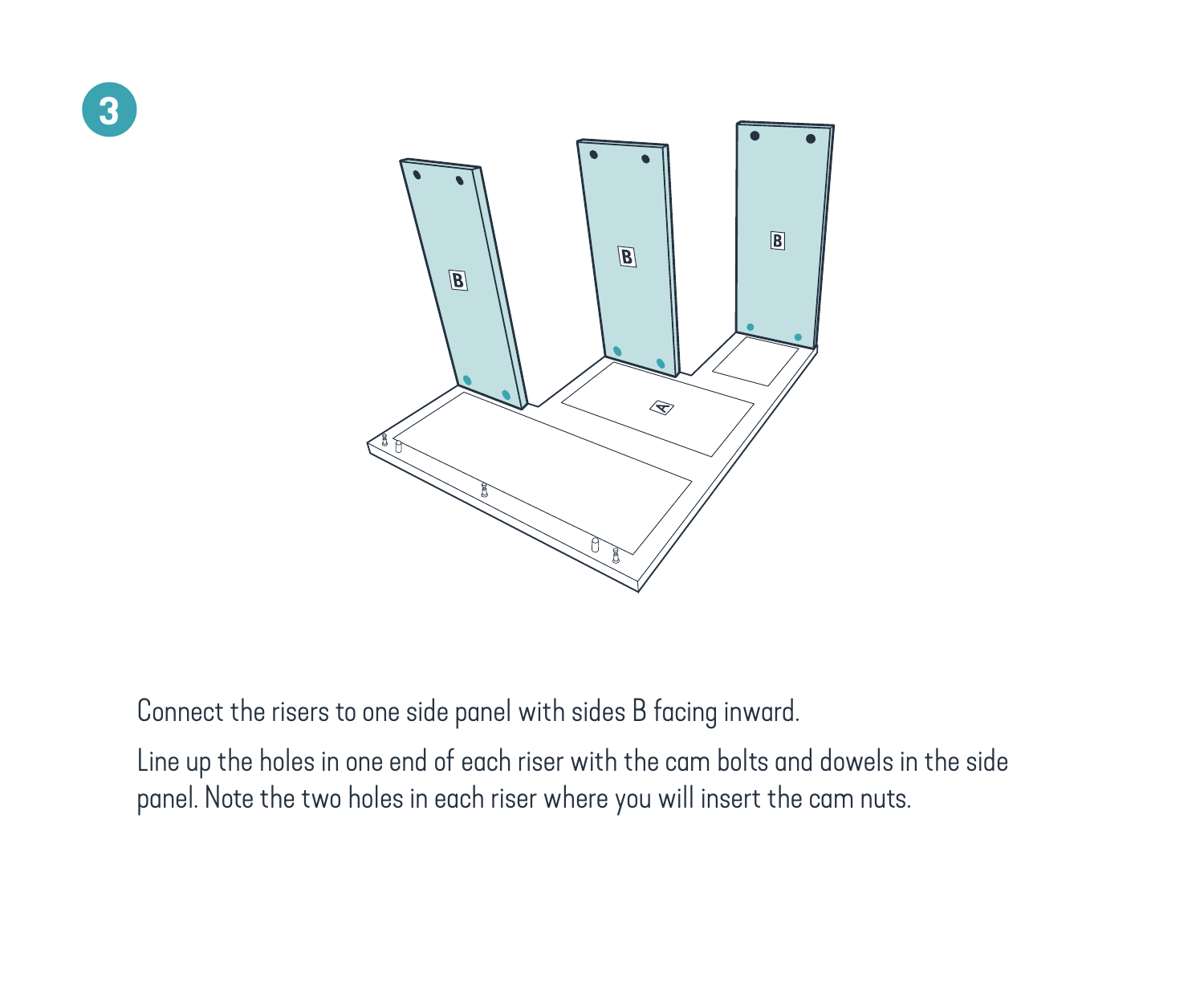## 3

Connect the risers to one side panel with sides B facing inward.

Line up the holes in one end of each riser with the cam bolts and dowels in the side panel. Note the two holes in each riser where you will insert the cam nuts.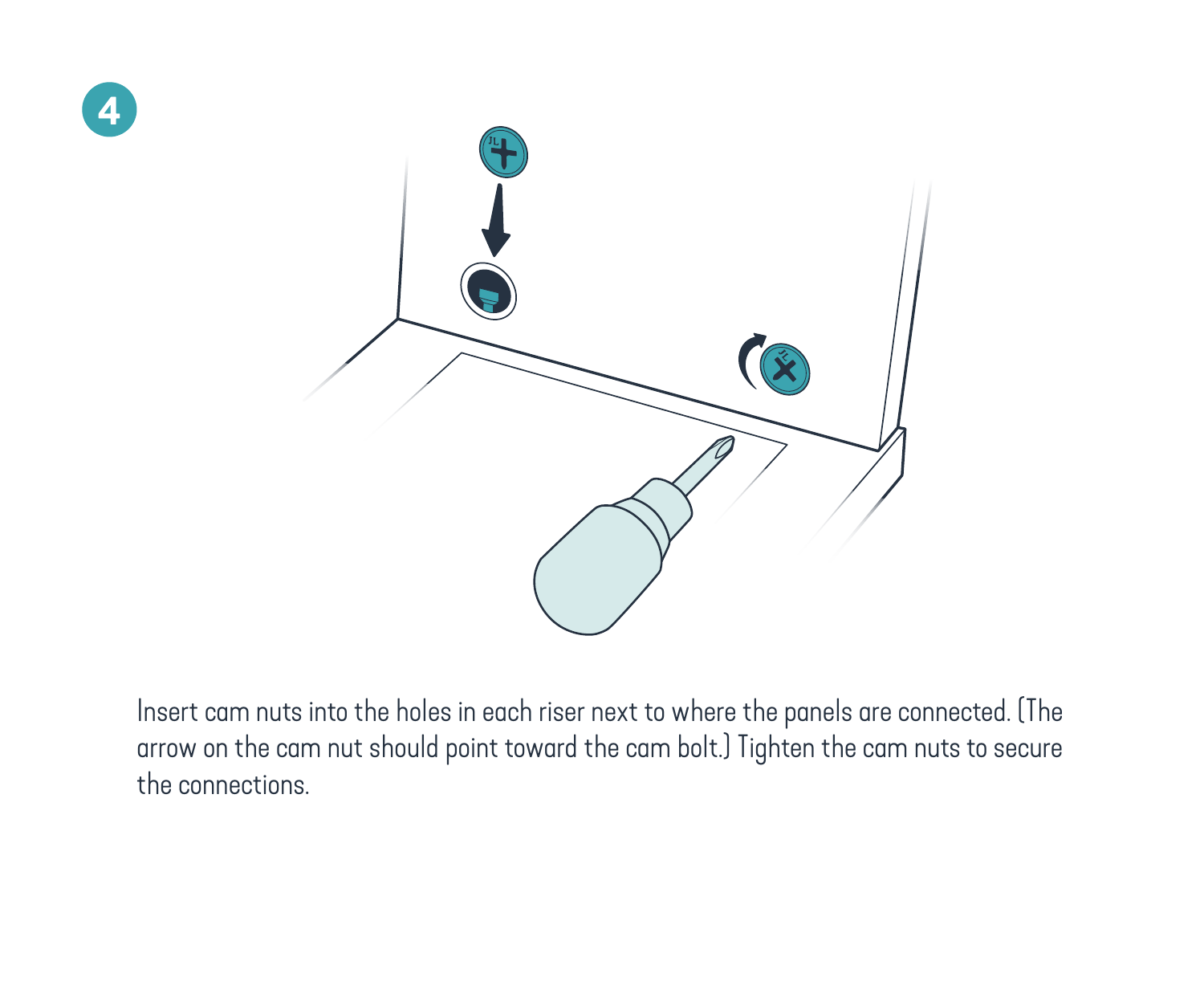**4**

Insert cam nuts into the holes in each riser next to where the panels are connected. (The arrow on the cam nut should point toward the cam bolt.) Tighten the cam nuts to secure the connections.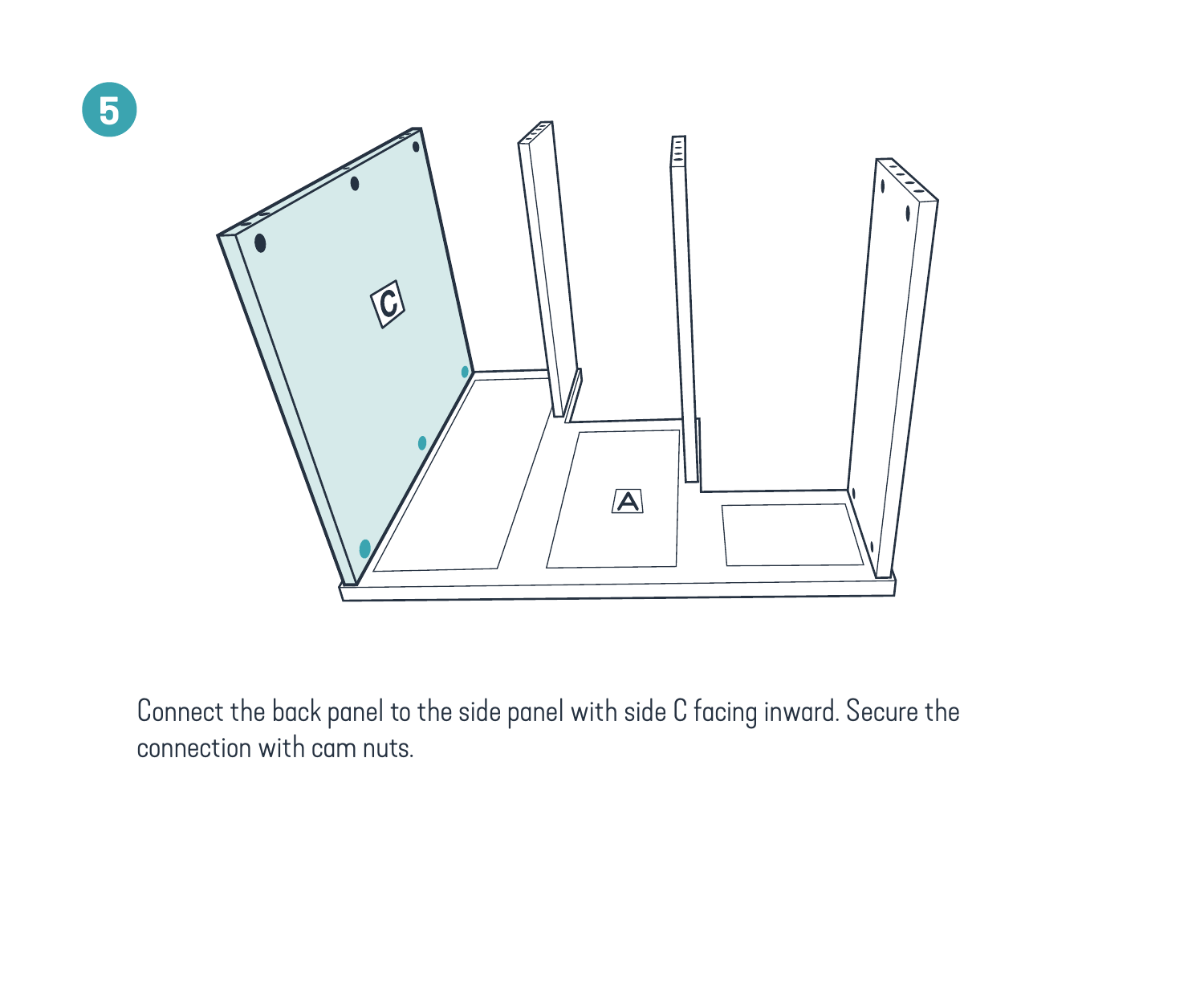5

Connect the back panel to the side panel with side C facing inward. Secure the connection with cam nuts.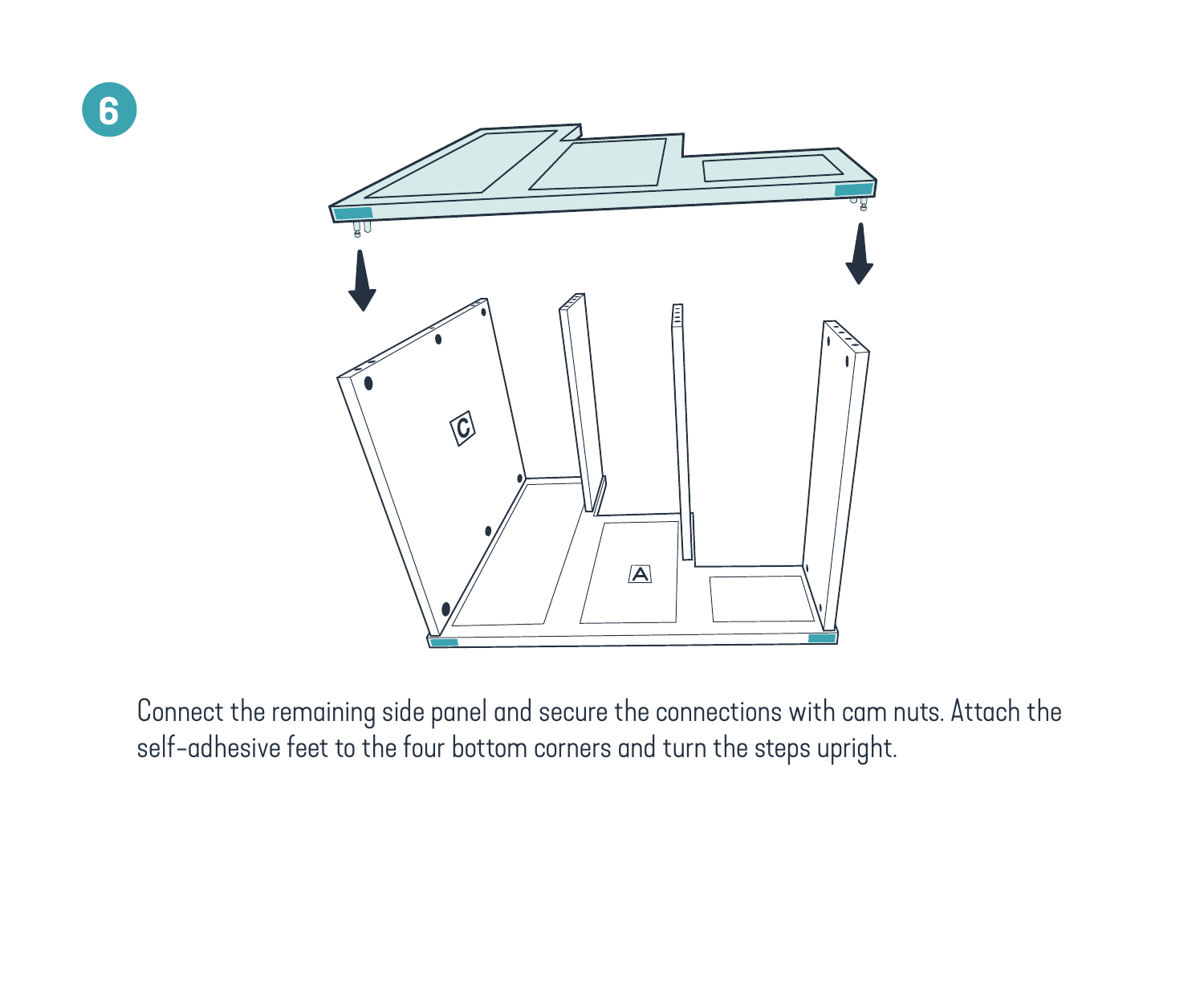6

Connect the remaining side panel and secure the connections with cam nuts. Attach the self-adhesive feet to the four bottom corners and turn the steps upright.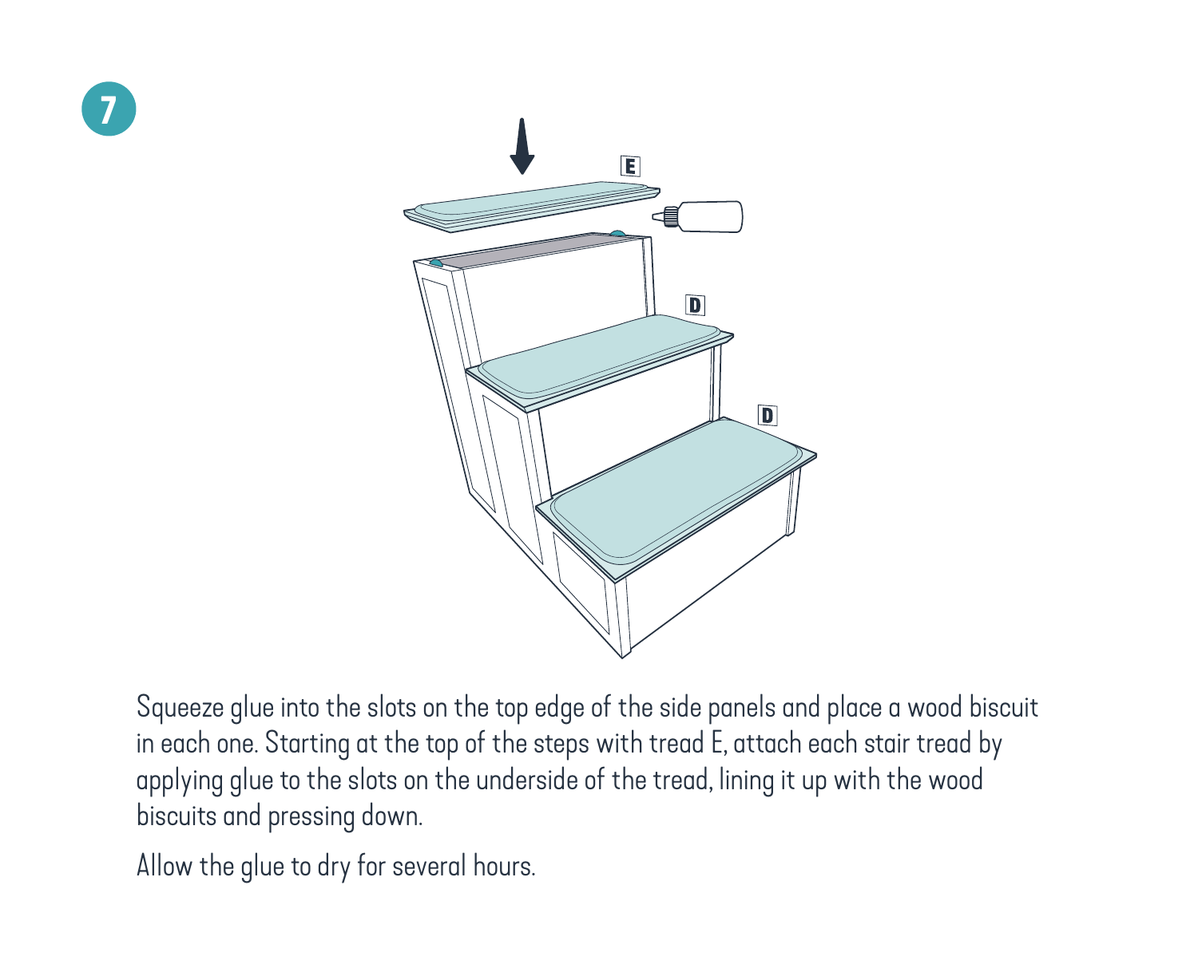## 7

Squeeze glue into the slots on the top edge of the side panels and place a wood biscuit in each one. Starting at the top of the steps with tread E, attach each stair tread by applying glue to the slots on the underside of the tread, lining it up with the wood biscuits and pressing down.

Allow the glue to dry for several hours.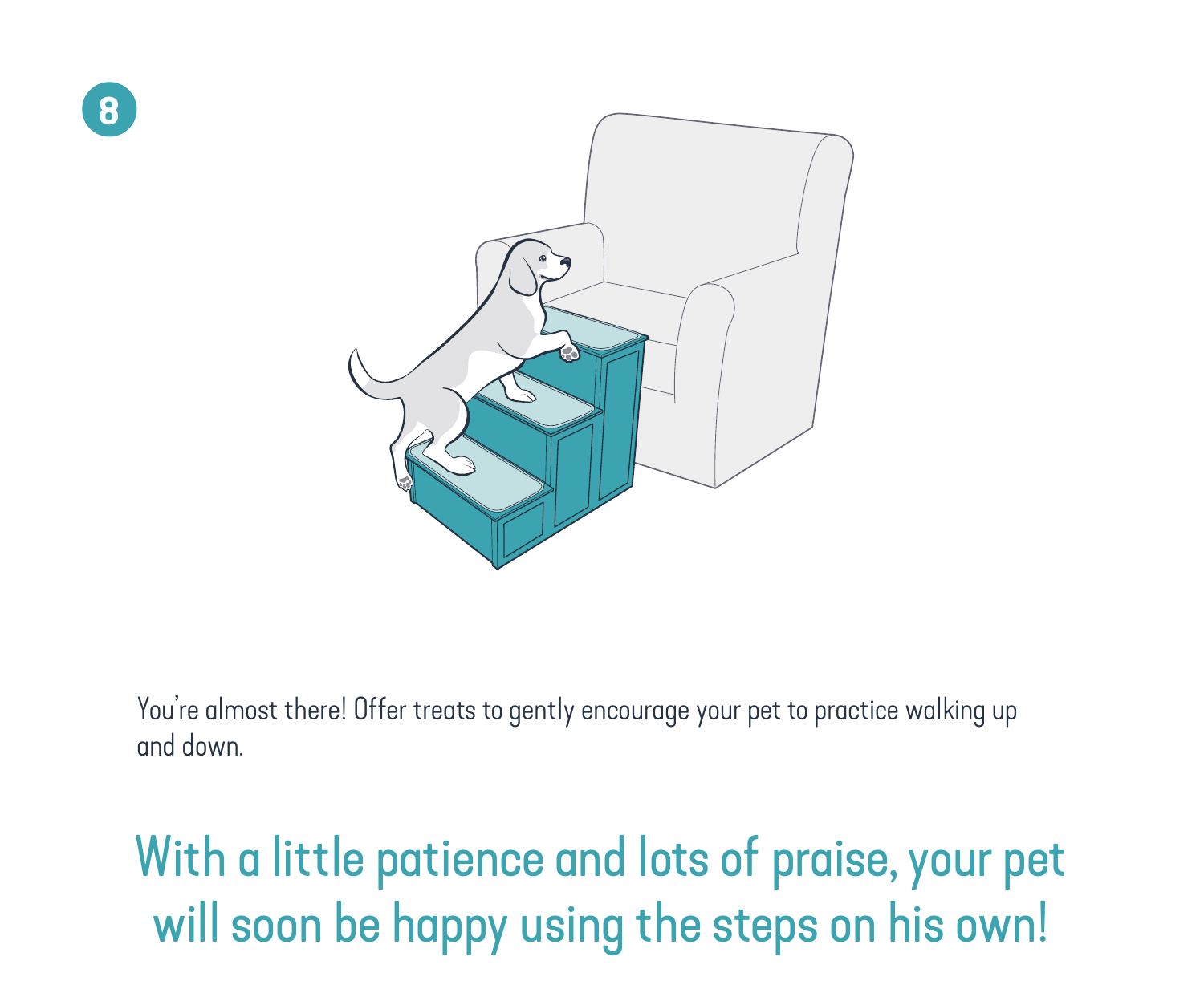8

You're almost there! Offer treats to gently encourage your pet to practice walking up and down.

## With a little patience and lots of praise, your pet will soon be happy using the steps on his own!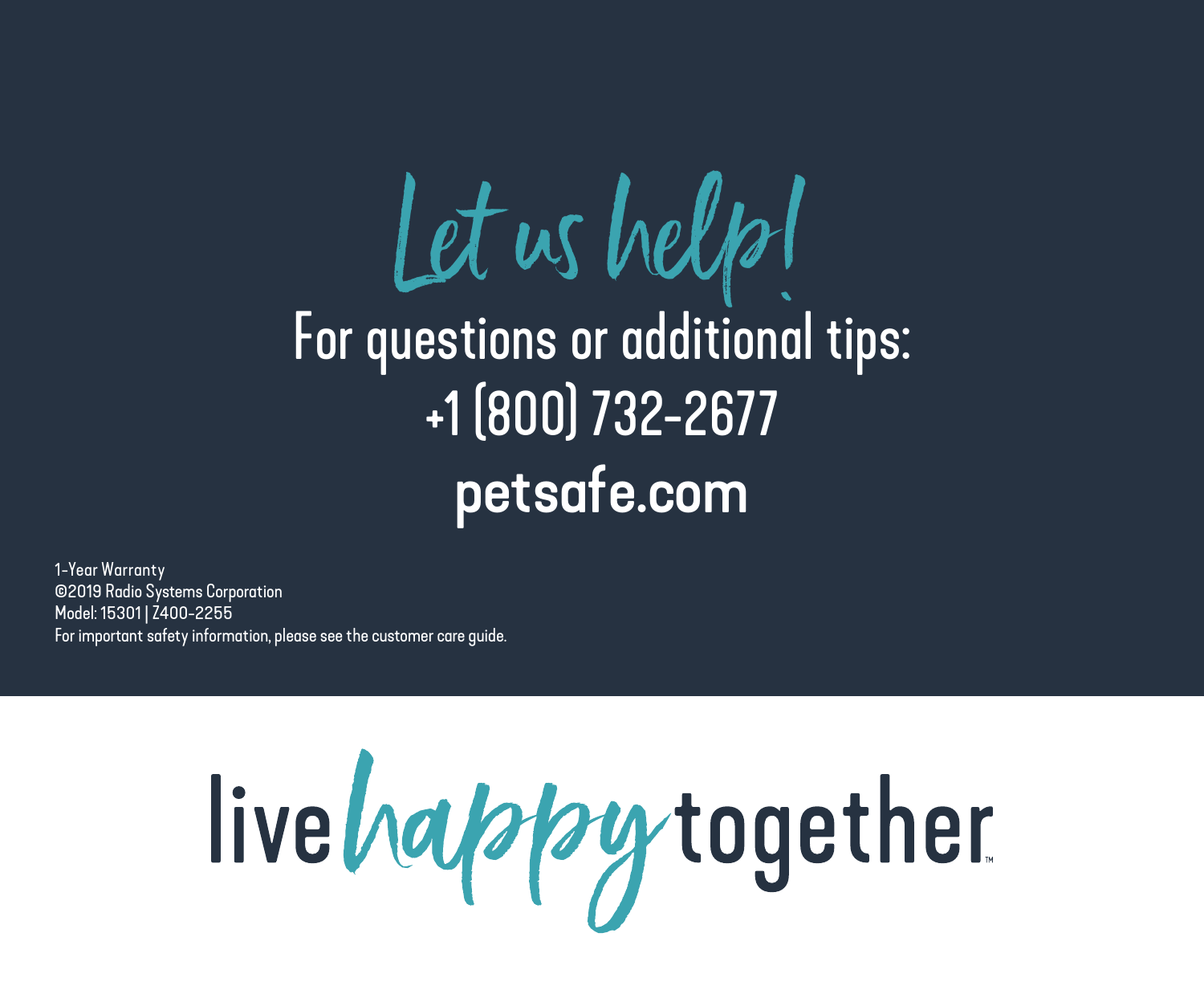# Let us help!

**For questions or additional tips:**

**+1 (800) 732-2677**

**petsafe.com**

1-Year Warranty
©2019 Radio Systems Corporation
Model: 15301 | Z400-2255
For important safety information, please see the customer care guide.

live *happy* together™